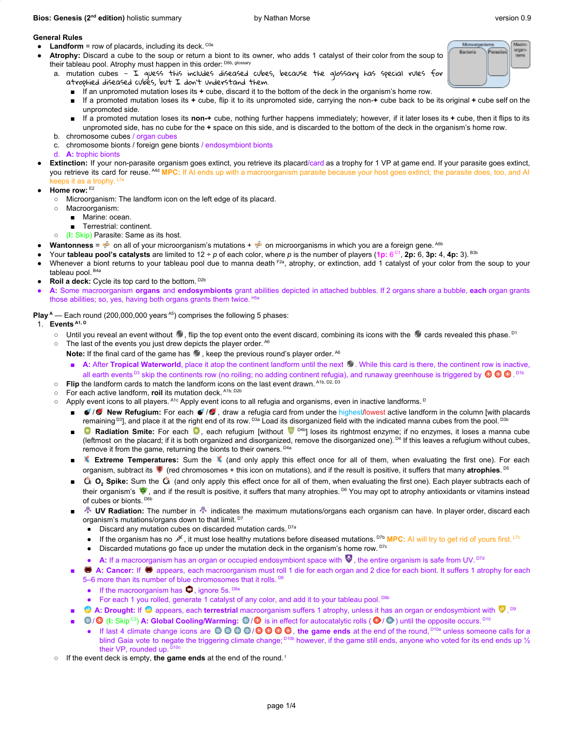**Bios: Genesis (2nd edition)** holistic summary — by Nathan Morse — version 0.9

### General Rules

- **Landform** = row of placards, including its deck. [C0e]
- **Atrophy:** Discard a cube to the soup or return a biont to its owner, who adds 1 catalyst of their color from the soup to their tableau pool. Atrophy must happen in this order: [D6b, glossary]
  a. mutation cubes – I guess this includes diseased cubes, because the glossary has special rules for atrophied diseased cubes, but I don't understand them.
     - If an unpromoted mutation loses its **+** cube, discard it to the bottom of the deck in the organism's home row.
     - If a promoted mutation loses its **+** cube, flip it to its unpromoted side, carrying the non-**+** cube back to be its original **+** cube self on the unpromoted side.
     - If a promoted mutation loses its **non-+** cube, nothing further happens immediately; however, if it later loses its **+** cube, then it flips to its unpromoted side, has no cube for the **+** space on this side, and is discarded to the bottom of the deck in the organism's home row.
  b. chromosome cubes / organ cubes
  c. chromosome bionts / foreign gene bionts / endosymbiont bionts
  d. **A:** trophic bionts
- **Extinction:** If your non-parasite organism goes extinct, you retrieve its placard/card as a trophy for 1 VP at game end. If your parasite goes extinct, you retrieve its card for reuse. [A4d] **MPC:** If AI ends up with a macroorganism parasite because your host goes extinct, the parasite does, too, and AI keeps it as a trophy. [L7e]
- **Home row:** [E2]
  - Microorganism: The landform icon on the left edge of its placard.
  - Macroorganism:
    - Marine: ocean.
    - Terrestrial: continent.
  - (I: Skip) Parasite: Same as its host.
- **Wantonness** = [icon] on all of your microorganism's mutations + [icon] on microorganisms in which you are a foreign gene. [A6b]
- Your **tableau pool's catalysts** are limited to 12 ÷ *p* of each color, where *p* is the number of players (**1p:** 6 [C1], **2p:** 6, **3p:** 4, **4p:** 3). [B3b]
- Whenever a biont returns to your tableau pool due to manna death [F2a], atrophy, or extinction, add 1 catalyst of your color from the soup to your tableau pool. [B4a]
- **Roil a deck:** Cycle its top card to the bottom. [D2b]
- **A:** Some macroorganism **organs** and **endosymbionts** grant abilities depicted in attached bubbles. If 2 organs share a bubble, **each** organ grants those abilities; so, yes, having both organs grants them twice. [H5a]

### Play [A] — Each round (200,000,000 years [A5]) comprises the following 5 phases:

1. **Events** [A1, D]
   - Until you reveal an event without [icon], flip the top event onto the event discard, combining its icons with the [icon] cards revealed this phase. [D1]
   - The last of the events you just drew depicts the player order. [A6]
     **Note:** If the final card of the game has [icon], keep the previous round's player order. [A6]
     - **A:** After **Tropical Waterworld**, place it atop the continent landform until the next [icon]. While this card is there, the continent row is inactive, all earth events [D3] skip the continents row (no roiling; no adding continent refugia), and runaway greenhouse is triggered by [icon] [icon] [icon]. [D1b]
   - **Flip** the landform cards to match the landform icons on the last event drawn. [A1b, D2, D3]
   - For each active landform, **roil** its mutation deck. [A1b, D2b]
   - Apply event icons to all players. [A1c] Apply event icons to all refugia and organisms, even in inactive landforms. [D]
     - [icon]/[icon] **New Refugium:** For each [icon]/[icon], draw a refugium card from under the highest/lowest active landform in the column [with placards remaining [D3]], and place it at the right end of its row. [D3a] Load its disorganized field with the indicated manna cubes from the pool. [D3b]
     - [icon] **Radiation Smite:** For each [icon], each refugium [without [icon] [D4b]] loses its rightmost enzyme; if no enzymes, it loses a manna cube (leftmost on the placard; if it is both organized and disorganized, remove the disorganized one). [D4] If this leaves a refugium without cubes, remove it from the game, returning the bionts to their owners. [D4a]
     - [icon] **Extreme Temperatures:** Sum the [icon] (and only apply this effect once for all of them, when evaluating the first one). For each organism, subtract its [icon] (red chromosomes + this icon on mutations), and if the result is positive, it suffers that many **atrophies**. [D5]
     - [icon] **$O_2$ Spike:** Sum the [icon] (and only apply this effect once for all of them, when evaluating the first one). Each player subtracts each of their organism's [icon], and if the result is positive, it suffers that many atrophies. [D6] You may opt to atrophy antioxidants or vitamins instead of cubes or bionts. [D6b]
     - [icon] **UV Radiation:** The number in [icon] indicates the maximum mutations/organs each organism can have. In player order, discard each organism's mutations/organs down to that limit. [D7]
       - Discard any mutation cubes on discarded mutation cards. [D7a]
       - If the organism has no [icon], it must lose healthy mutations before diseased mutations. [D7b] **MPC:** AI will try to get rid of yours first. [L7c]
       - Discarded mutations go face up under the mutation deck in the organism's home row. [D7c]
       - **A:** If a macroorganism has an organ or occupied endosymbiont space with [icon], the entire organism is safe from UV. [D7d]
     - [icon] **A: Cancer:** If [icon] appears, each macroorganism must roll 1 die for each organ and 2 dice for each biont. It suffers 1 atrophy for each 5–6 more than its number of blue chromosomes that it rolls. [D8]
       - If the macroorganism has [icon], ignore 5s. [D8a]
       - For each 1 you rolled, generate 1 catalyst of any color, and add it to your tableau pool. [D8b]
     - [icon] **A: Drought:** If [icon] appears, each **terrestrial** macroorganism suffers 1 atrophy, unless it has an organ or endosymbiont with [icon]. [D9]
     - [icon]/[icon] (I: Skip [C3]) **A: Global Cooling/Warming:** [icon]/[icon] is in effect for autocatalytic rolls ([icon]/[icon]) until the opposite occurs. [D10]
       - If last 4 climate change icons are [icon] [icon] [icon] [icon]/[icon] [icon] [icon] [icon], **the game ends** at the end of the round, [D10a] unless someone calls for a blind Gaia vote to negate the triggering climate change; [D10b] however, if the game still ends, anyone who voted for its end ends up ½ their VP, rounded up. [D10c]
   - If the event deck is empty, **the game ends** at the end of the round. [I]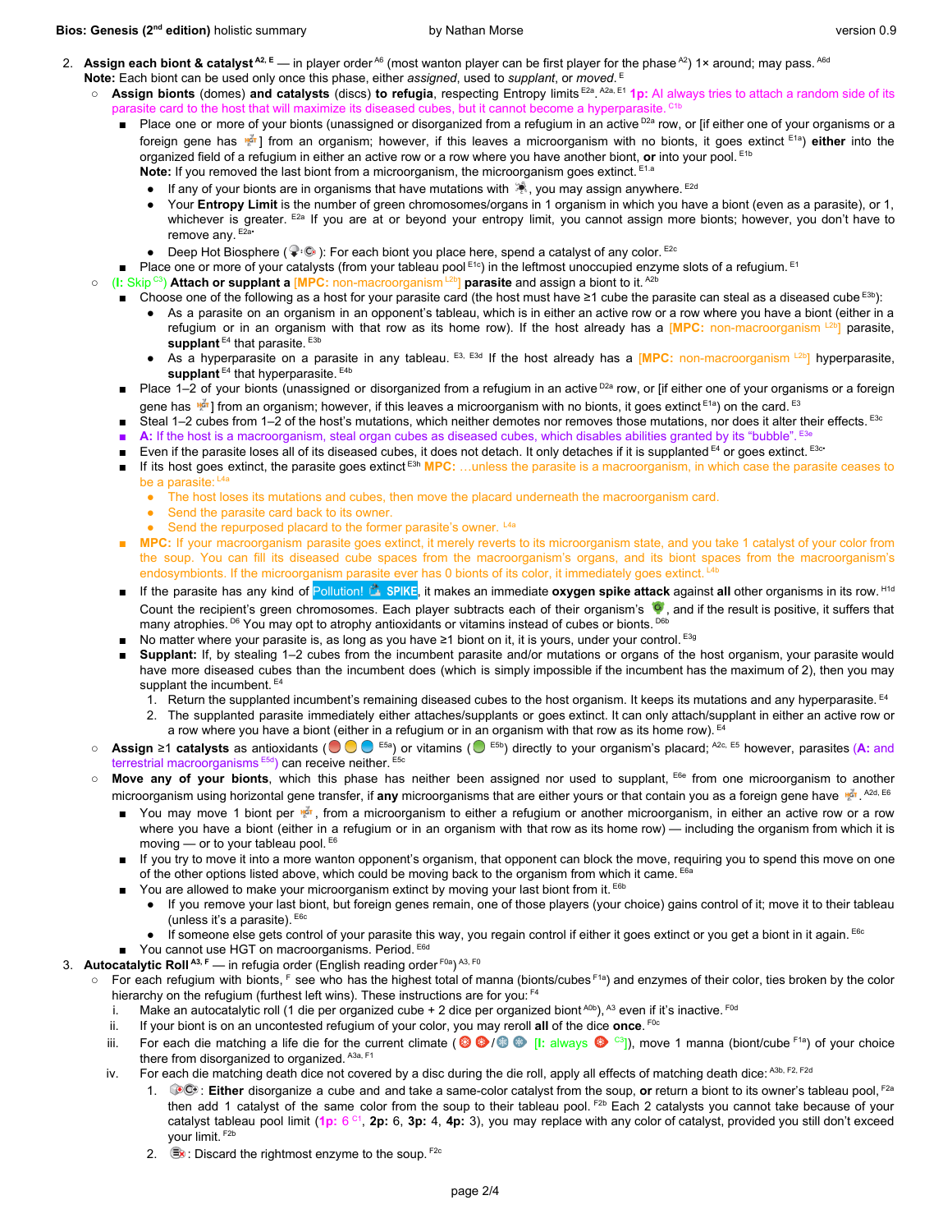2. **Assign each biont & catalyst** [A2, E] — in player order [A6] (most wanton player can be first player for the phase [A2]) 1× around; may pass. [A6d]
   **Note:** Each biont can be used only once this phase, either *assigned*, used to *supplant*, or *moved*. [E]
   - **Assign bionts** (domes) **and catalysts** (discs) **to refugia**, respecting Entropy limits [E2a, A2a, E1] **1p:** AI always tries to attach a random side of its parasite card to the host that will maximize its diseased cubes, but it cannot become a hyperparasite. [C1b]
     - Place one or more of your bionts (unassigned or disorganized from a refugium in an active [D2a] row, or [if either one of your organisms or a foreign gene has ] from an organism; however, if this leaves a microorganism with no bionts, it goes extinct [E1a]) **either** into the organized field of a refugium in either an active row or a row where you have another biont, **or** into your pool. [E1b]
       **Note:** If you removed the last biont from a microorganism, the microorganism goes extinct. [E1.a]
       - If any of your bionts are in organisms that have mutations with , you may assign anywhere. [E2d]
       - Your **Entropy Limit** is the number of green chromosomes/organs in 1 organism in which you have a biont (even as a parasite), or 1, whichever is greater. [E2a] If you are at or beyond your entropy limit, you cannot assign more bionts; however, you don't have to remove any. [E2a•]
       - Deep Hot Biosphere ( ): For each biont you place here, spend a catalyst of any color. [E2c]
     - Place one or more of your catalysts (from your tableau pool [E1c]) in the leftmost unoccupied enzyme slots of a refugium. [E1]
   - (**I:** Skip [C3]) **Attach or supplant a** [**MPC:** non-macroorganism [L2b]] **parasite** and assign a biont to it. [A2b]
     - Choose one of the following as a host for your parasite card (the host must have ≥1 cube the parasite can steal as a diseased cube [E3b]):
       - As a parasite on an organism in an opponent's tableau, which is in either an active row or a row where you have a biont (either in a refugium or in an organism with that row as its home row). If the host already has a [**MPC:** non-macroorganism [L2b]] parasite, **supplant** [E4] that parasite. [E3b]
       - As a hyperparasite on a parasite in any tableau. [E3, E3d] If the host already has a [**MPC:** non-macroorganism [L2b]] hyperparasite, **supplant** [E4] that hyperparasite. [E4b]
     - Place 1–2 of your bionts (unassigned or disorganized from a refugium in an active [D2a] row, or [if either one of your organisms or a foreign gene has ] from an organism; however, if this leaves a microorganism with no bionts, it goes extinct [E1a]) on the card. [E3]
     - Steal 1–2 cubes from 1–2 of the host's mutations, which neither demotes nor removes those mutations, nor does it alter their effects. [E3c]
     - **A:** If the host is a macroorganism, steal organ cubes as diseased cubes, which disables abilities granted by its "bubble". [E3e]
     - Even if the parasite loses all of its diseased cubes, it does not detach. It only detaches if it is supplanted [E4] or goes extinct. [E3c•]
     - If its host goes extinct, the parasite goes extinct [E3h] **MPC:** …unless the parasite is a macroorganism, in which case the parasite ceases to be a parasite: [L4a]
       - The host loses its mutations and cubes, then move the placard underneath the macroorganism card.
       - Send the parasite card back to its owner.
       - Send the repurposed placard to the former parasite's owner. [L4a]
     - **MPC:** If your macroorganism parasite goes extinct, it merely reverts to its microorganism state, and you take 1 catalyst of your color from the soup. You can fill its diseased cube spaces from the macroorganism's organs, and its biont spaces from the macroorganism's endosymbionts. If the microorganism parasite ever has 0 bionts of its color, it immediately goes extinct. [L4b]
     - If the parasite has any kind of Pollution! SPIKE, it makes an immediate **oxygen spike attack** against **all** other organisms in its row. [H1d] Count the recipient's green chromosomes. Each player subtracts each of their organism's , and if the result is positive, it suffers that many atrophies. [D6] You may opt to atrophy antioxidants or vitamins instead of cubes or bionts. [D6b]
     - No matter where your parasite is, as long as you have ≥1 biont on it, it is yours, under your control. [E3g]
     - **Supplant:** If, by stealing 1–2 cubes from the incumbent parasite and/or mutations or organs of the host organism, your parasite would have more diseased cubes than the incumbent does (which is simply impossible if the incumbent has the maximum of 2), then you may supplant the incumbent. [E4]
       1. Return the supplanted incumbent's remaining diseased cubes to the host organism. It keeps its mutations and any hyperparasite. [E4]
       2. The supplanted parasite immediately either attaches/supplants or goes extinct. It can only attach/supplant in either an active row or a row where you have a biont (either in a refugium or in an organism with that row as its home row). [E4]
   - **Assign** ≥1 **catalysts** as antioxidants ( [E5a]) or vitamins ( [E5b]) directly to your organism's placard; [A2c, E5] however, parasites (**A:** and terrestrial macroorganisms [E5d]) can receive neither. [E5c]
   - **Move any of your bionts**, which this phase has neither been assigned nor used to supplant, [E6e] from one microorganism to another microorganism using horizontal gene transfer, if **any** microorganisms that are either yours or that contain you as a foreign gene have . [A2d, E6]
     - You may move 1 biont per , from a microorganism to either a refugium or another microorganism, in either an active row or a row where you have a biont (either in a refugium or in an organism with that row as its home row) — including the organism from which it is moving — or to your tableau pool. [E6]
     - If you try to move it into a more wanton opponent's organism, that opponent can block the move, requiring you to spend this move on one of the other options listed above, which could be moving back to the organism from which it came. [E6a]
     - You are allowed to make your microorganism extinct by moving your last biont from it. [E6b]
       - If you remove your last biont, but foreign genes remain, one of those players (your choice) gains control of it; move it to their tableau (unless it's a parasite). [E6c]
       - If someone else gets control of your parasite this way, you regain control if either it goes extinct or you get a biont in it again. [E6c]
     - You cannot use HGT on macroorganisms. Period. [E6d]
3. **Autocatalytic Roll** [A3, F] — in refugia order (English reading order [F0a]) [A3, F0]
   - For each refugium with bionts, [F] see who has the highest total of manna (bionts/cubes [F1a]) and enzymes of their color, ties broken by the color hierarchy on the refugium (furthest left wins). These instructions are for you: [F4]
     1. Make an autocatalytic roll (1 die per organized cube + 2 dice per organized biont [A0b]), [A3] even if it's inactive. [F0d]
     2. If your biont is on an uncontested refugium of your color, you may reroll **all** of the dice **once**. [F0c]
     3. For each die matching a life die for the current climate ( / [**I:** always [C3]]), move 1 manna (biont/cube [F1a]) of your choice there from disorganized to organized. [A3a, F1]
     4. For each die matching death dice not covered by a disc during the die roll, apply all effects of matching death dice: [A3b, F2, F2d]
        1. : **Either** disorganize a cube and and take a same-color catalyst from the soup, **or** return a biont to its owner's tableau pool, [F2a] then add 1 catalyst of the same color from the soup to their tableau pool. [F2b] Each 2 catalysts you cannot take because of your catalyst tableau pool limit (**1p:** 6 [C1], **2p:** 6, **3p:** 4, **4p:** 3), you may replace with any color of catalyst, provided you still don't exceed your limit. [F2b]
        2. : Discard the rightmost enzyme to the soup. [F2c]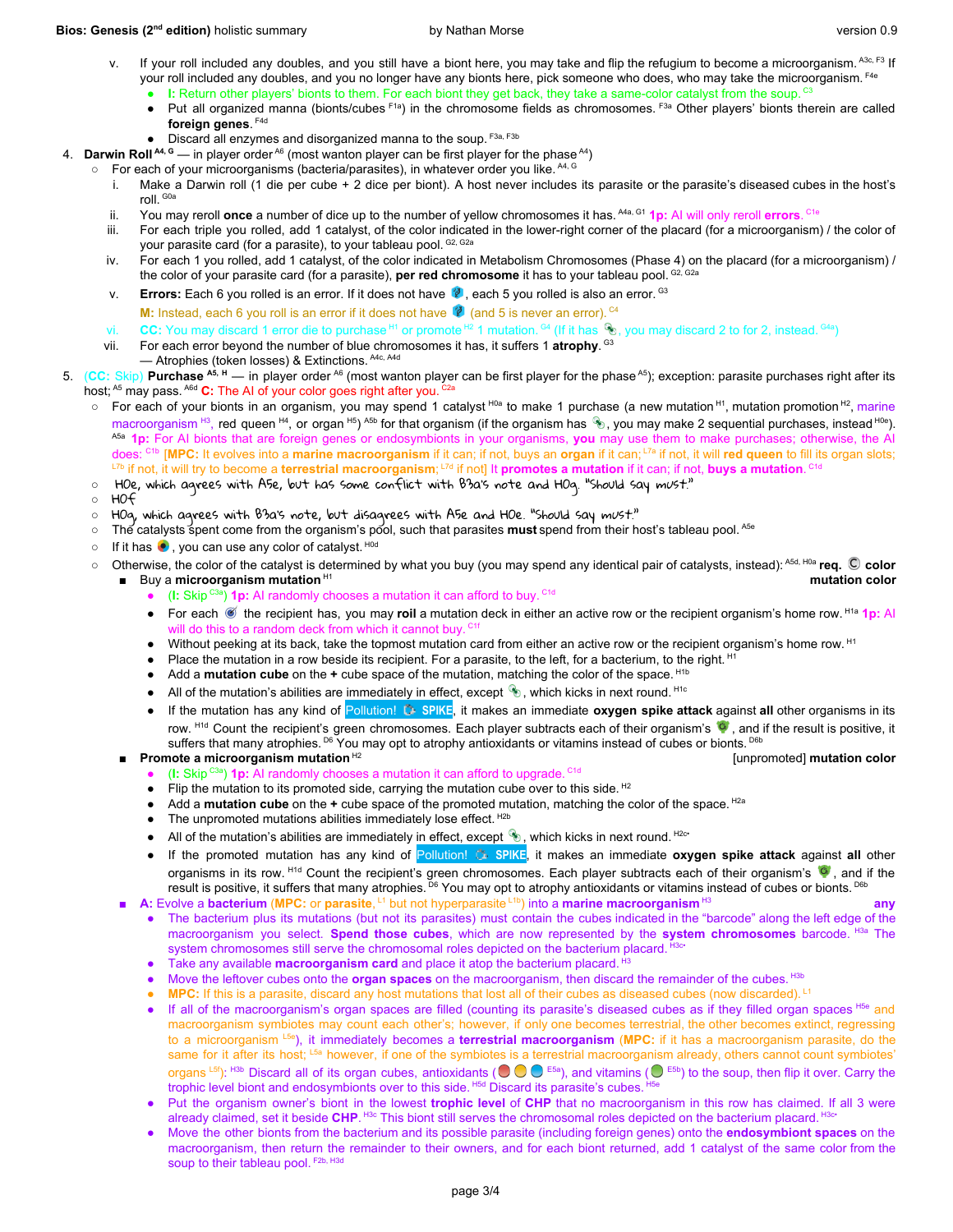v. If your roll included any doubles, and you still have a biont here, you may take and flip the refugium to become a microorganism.[A3c, F3] If your roll included any doubles, and you no longer have any bionts here, pick someone who does, who may take the microorganism.[F4e]
   - **I:** Return other players' bionts to them. For each biont they get back, they take a same-color catalyst from the soup.[C3]
   - Put all organized manna (bionts/cubes[F1a]) in the chromosome fields as chromosomes.[F3a] Other players' bionts therein are called **foreign genes**.[F4d]
   - Discard all enzymes and disorganized manna to the soup.[F3a, F3b]

4. **Darwin Roll**[A4, G] — in player order[A6] (most wanton player can be first player for the phase[A4])
   - For each of your microorganisms (bacteria/parasites), in whatever order you like.[A4, G]
     i. Make a Darwin roll (1 die per cube + 2 dice per biont). A host never includes its parasite or the parasite's diseased cubes in the host's roll.[G0a]
     ii. You may reroll **once** a number of dice up to the number of yellow chromosomes it has.[A4a, G1] **1p:** AI will only reroll **errors**.[C1e]
     iii. For each triple you rolled, add 1 catalyst, of the color indicated in the lower-right corner of the placard (for a microorganism) / the color of your parasite card (for a parasite), to your tableau pool.[G2, G2a]
     iv. For each 1 you rolled, add 1 catalyst, of the color indicated in Metabolism Chromosomes (Phase 4) on the placard (for a microorganism) / the color of your parasite card (for a parasite), **per red chromosome** it has to your tableau pool.[G2, G2a]
     v. **Errors:** Each 6 you rolled is an error. If it does not have [icon], each 5 you rolled is also an error.[G3]
        **M:** Instead, each 6 you roll is an error if it does not have [icon] (and 5 is never an error).[C4]
     vi. **CC:** You may discard 1 error die to purchase[H1] or promote[H2] 1 mutation.[G4] (If it has [icon], you may discard 2 to for 2, instead.[G4a])
     vii. For each error beyond the number of blue chromosomes it has, it suffers 1 **atrophy**.[G3]
        — Atrophies (token losses) & Extinctions.[A4c, A4d]

5. (**CC:** Skip) **Purchase**[A5, H] — in player order[A6] (most wanton player can be first player for the phase[A5]); exception: parasite purchases right after its host;[A5] may pass.[A6d] **C:** The AI of your color goes right after you.[C2a]
   - For each of your bionts in an organism, you may spend 1 catalyst[H0a] to make 1 purchase (a new mutation[H1], mutation promotion[H2], marine macroorganism[H3], red queen[H4], or organ[H5])[A5b] for that organism (if the organism has [icon], you may make 2 sequential purchases, instead[H0e]).[A5a] **1p:** For AI bionts that are foreign genes or endosymbionts in your organisms, **you** may use them to make purchases; otherwise, the AI does:[C1b] [**MPC:** It evolves into a **marine macroorganism** if it can; if not, buys an **organ** if it can;[L7a] if not, it will **red queen** to fill its organ slots;[L7b] if not, it will try to become a **terrestrial macroorganism**;[L7d] if not] It **promotes a mutation** if it can; if not, **buys a mutation**.[C1d]
   - H0e, which agrees with A5e, but has some conflict with B3a's note and H0g. "Should say must."
   - H0f
   - H0g, which agrees with B3a's note, but disagrees with A5e and H0e. "Should say must."
   - The catalysts spent come from the organism's pool, such that parasites **must** spend from their host's tableau pool.[A5e]
   - If it has [icon], you can use any color of catalyst.[H0d]
   - Otherwise, the color of the catalyst is determined by what you buy (you may spend any identical pair of catalysts, instead):[A5d, H0a] **req.** [icon] **color**
     - Buy a **microorganism mutation**[H1] — **mutation color**
       - (**I:** Skip[C3a]) **1p:** AI randomly chooses a mutation it can afford to buy.[C1d]
       - For each [icon] the recipient has, you may **roil** a mutation deck in either an active row or the recipient organism's home row.[H1a] **1p:** AI will do this to a random deck from which it cannot buy.[C1f]
       - Without peeking at its back, take the topmost mutation card from either an active row or the recipient organism's home row.[H1]
       - Place the mutation in a row beside its recipient. For a parasite, to the left, for a bacterium, to the right.[H1]
       - Add a **mutation cube** on the **+** cube space of the mutation, matching the color of the space.[H1b]
       - All of the mutation's abilities are immediately in effect, except [icon], which kicks in next round.[H1c]
       - If the mutation has any kind of Pollution! [icon] SPIKE, it makes an immediate **oxygen spike attack** against **all** other organisms in its row.[H1d] Count the recipient's green chromosomes. Each player subtracts each of their organism's [icon], and if the result is positive, it suffers that many atrophies.[D6] You may opt to atrophy antioxidants or vitamins instead of cubes or bionts.[D6b]
     - **Promote a microorganism mutation**[H2] — [unpromoted] **mutation color**
       - (**I:** Skip[C3a]) **1p:** AI randomly chooses a mutation it can afford to upgrade.[C1d]
       - Flip the mutation to its promoted side, carrying the mutation cube over to this side.[H2]
       - Add a **mutation cube** on the **+** cube space of the promoted mutation, matching the color of the space.[H2a]
       - The unpromoted mutations abilities immediately lose effect.[H2b]
       - All of the mutation's abilities are immediately in effect, except [icon], which kicks in next round.[H2c•]
       - If the promoted mutation has any kind of Pollution! [icon] SPIKE, it makes an immediate **oxygen spike attack** against **all** other organisms in its row.[H1d] Count the recipient's green chromosomes. Each player subtracts each of their organism's [icon], and if the result is positive, it suffers that many atrophies.[D6] You may opt to atrophy antioxidants or vitamins instead of cubes or bionts.[D6b]
     - **A:** Evolve a **bacterium** (**MPC:** or **parasite**,[L1] but not hyperparasite[L1b]) into a **marine macroorganism**[H3] — **any**
       - The bacterium plus its mutations (but not its parasites) must contain the cubes indicated in the "barcode" along the left edge of the macroorganism you select. **Spend those cubes**, which are now represented by the **system chromosomes** barcode.[H3a] The system chromosomes still serve the chromosomal roles depicted on the bacterium placard.[H3c•]
       - Take any available **macroorganism card** and place it atop the bacterium placard.[H3]
       - Move the leftover cubes onto the **organ spaces** on the macroorganism, then discard the remainder of the cubes.[H3b]
       - **MPC:** If this is a parasite, discard any host mutations that lost all of their cubes as diseased cubes (now discarded).[L1]
       - If all of the macroorganism's organ spaces are filled (counting its parasite's diseased cubes as if they filled organ spaces[H5e] and macroorganism symbiotes may count each other's; however, if only one becomes terrestrial, the other becomes extinct, regressing to a microorganism[L5e]), it immediately becomes a **terrestrial macroorganism** (**MPC:** if it has a macroorganism parasite, do the same for it after its host;[L5a] however, if one of the symbiotes is a terrestrial macroorganism already, others cannot count symbiotes' organs[L5f]):[H3b] Discard all of its organ cubes, antioxidants ([icons][E5a]), and vitamins ([icon][E5b]) to the soup, then flip it over. Carry the trophic level biont and endosymbionts over to this side.[H5d] Discard its parasite's cubes.[H5e]
       - Put the organism owner's biont in the lowest **trophic level** of **CHP** that no macroorganism in this row has claimed. If all 3 were already claimed, set it beside **CHP**.[H3c] This biont still serves the chromosomal roles depicted on the bacterium placard.[H3c•]
       - Move the other bionts from the bacterium and its possible parasite (including foreign genes) onto the **endosymbiont spaces** on the macroorganism, then return the remainder to their owners, and for each biont returned, add 1 catalyst of the same color from the soup to their tableau pool.[F2b, H3d]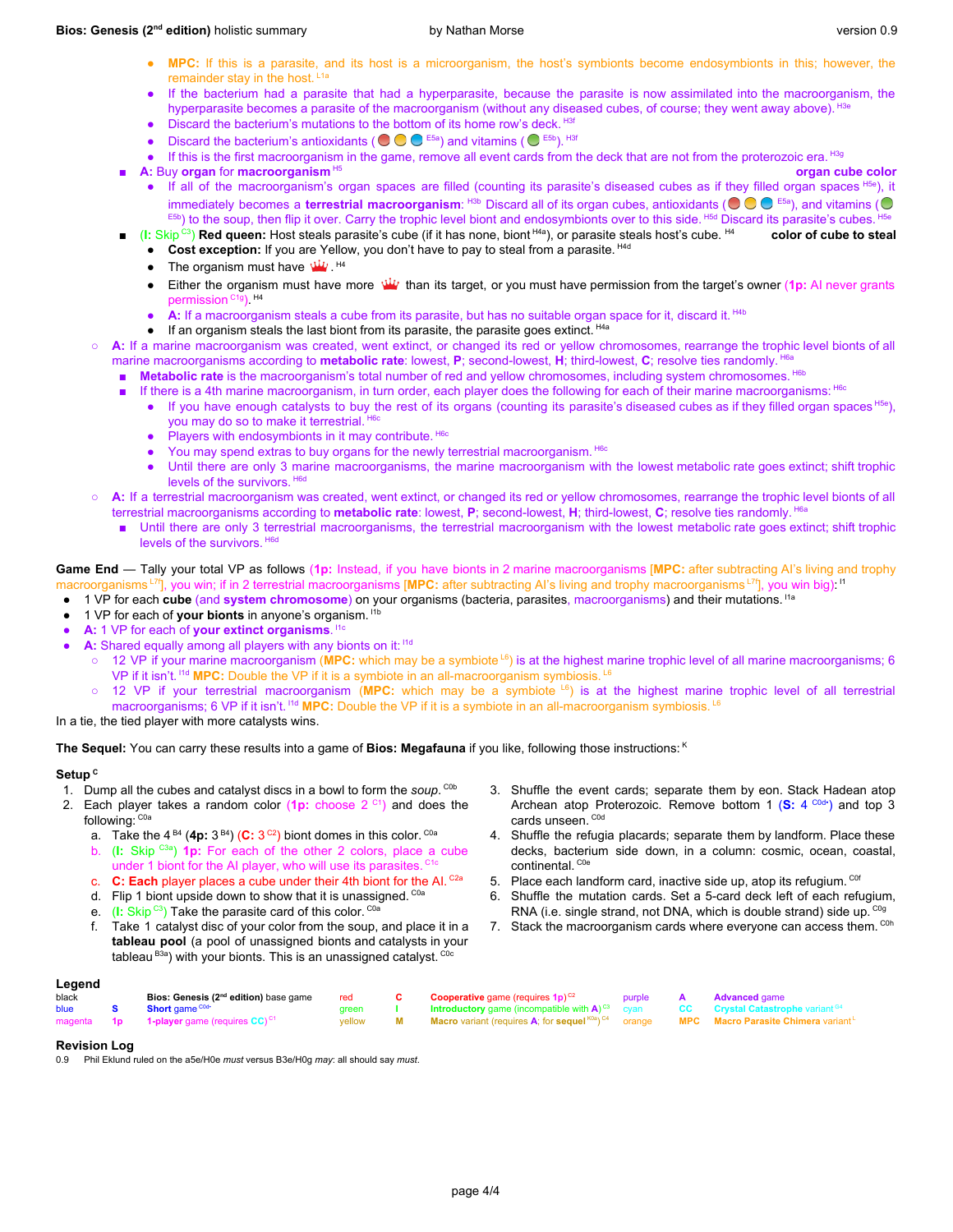- **MPC:** If this is a parasite, and its host is a microorganism, the host's symbionts become endosymbionts in this; however, the remainder stay in the host. [L1a]
- If the bacterium had a parasite that had a hyperparasite, because the parasite is now assimilated into the macroorganism, the hyperparasite becomes a parasite of the macroorganism (without any diseased cubes, of course; they went away above). [H3e]
- Discard the bacterium's mutations to the bottom of its home row's deck. [H3f]
- Discard the bacterium's antioxidants (🔴 🟡 🔵 [E5a]) and vitamins (🟢 [E5b]). [H3f]
- If this is the first macroorganism in the game, remove all event cards from the deck that are not from the proterozoic era. [H3g]

  - **A:** Buy **organ** for **macroorganism** [H5] — **organ cube color**
    - If all of the macroorganism's organ spaces are filled (counting its parasite's diseased cubes as if they filled organ spaces [H5e]), it immediately becomes a **terrestrial macroorganism**: [H3b] Discard all of its organ cubes, antioxidants (🔴 🟡 🔵 [E5a]), and vitamins (🟢 [E5b]) to the soup, then flip it over. Carry the trophic level biont and endosymbionts over to this side. [H5d] Discard its parasite's cubes. [H5e]
  - (**I:** Skip [C3]) **Red queen:** Host steals parasite's cube (if it has none, biont [H4a]), or parasite steals host's cube. [H4] — **color of cube to steal**
    - **Cost exception:** If you are Yellow, you don't have to pay to steal from a parasite. [H4d]
    - The organism must have 👑. [H4]
    - Either the organism must have more 👑 than its target, or you must have permission from the target's owner (**1p:** AI never grants permission [C1g]). [H4]
    - **A:** If a macroorganism steals a cube from its parasite, but has no suitable organ space for it, discard it. [H4b]
    - If an organism steals the last biont from its parasite, the parasite goes extinct. [H4a]

- **A:** If a marine macroorganism was created, went extinct, or changed its red or yellow chromosomes, rearrange the trophic level bionts of all marine macroorganisms according to **metabolic rate**: lowest, **P**; second-lowest, **H**; third-lowest, **C**; resolve ties randomly. [H6a]
  - **Metabolic rate** is the macroorganism's total number of red and yellow chromosomes, including system chromosomes. [H6b]
  - If there is a 4th marine macroorganism, in turn order, each player does the following for each of their marine macroorganisms: [H6c]
    - If you have enough catalysts to buy the rest of its organs (counting its parasite's diseased cubes as if they filled organ spaces [H5e]), you may do so to make it terrestrial. [H6c]
    - Players with endosymbionts in it may contribute. [H6c]
    - You may spend extras to buy organs for the newly terrestrial macroorganism. [H6c]
    - Until there are only 3 marine macroorganisms, the marine macroorganism with the lowest metabolic rate goes extinct; shift trophic levels of the survivors. [H6d]
- **A:** If a terrestrial macroorganism was created, went extinct, or changed its red or yellow chromosomes, rearrange the trophic level bionts of all terrestrial macroorganisms according to **metabolic rate**: lowest, **P**; second-lowest, **H**; third-lowest, **C**; resolve ties randomly. [H6a]
  - Until there are only 3 terrestrial macroorganisms, the terrestrial macroorganism with the lowest metabolic rate goes extinct; shift trophic levels of the survivors. [H6d]

**Game End** — Tally your total VP as follows (**1p:** Instead, if you have bionts in 2 marine macroorganisms [**MPC:** after subtracting AI's living and trophy macroorganisms [L7f]], you win; if in 2 terrestrial macroorganisms [**MPC:** after subtracting AI's living and trophy macroorganisms [L7f]], you win big): [I1]

- 1 VP for each **cube** (and **system chromosome**) on your organisms (bacteria, parasites, macroorganisms) and their mutations. [I1a]
- 1 VP for each of **your bionts** in anyone's organism. [I1b]
- **A:** 1 VP for each of **your extinct organisms**. [I1c]
- **A:** Shared equally among all players with any bionts on it: [I1d]
  - 12 VP if your marine macroorganism (**MPC:** which may be a symbiote [L6]) is at the highest marine trophic level of all marine macroorganisms; 6 VP if it isn't. [I1d] **MPC:** Double the VP if it is a symbiote in an all-macroorganism symbiosis. [L6]
  - 12 VP if your terrestrial macroorganism (**MPC:** which may be a symbiote [L6]) is at the highest marine trophic level of all terrestrial macroorganisms; 6 VP if it isn't. [I1d] **MPC:** Double the VP if it is a symbiote in an all-macroorganism symbiosis. [L6]

In a tie, the tied player with more catalysts wins.

**The Sequel:** You can carry these results into a game of **Bios: Megafauna** if you like, following those instructions: [K]

**Setup** [C]

1. Dump all the cubes and catalyst discs in a bowl to form the *soup*. [C0b]
2. Each player takes a random color (**1p:** choose 2 [C1]) and does the following: [C0a]
   a. Take the 4 [B4] (**4p:** 3 [B4]) (**C:** 3 [C2]) biont domes in this color. [C0a]
   b. (**I:** Skip [C3a]) **1p:** For each of the other 2 colors, place a cube under 1 biont for the AI player, who will use its parasites. [C1c]
   c. **C: Each** player places a cube under their 4th biont for the AI. [C2a]
   d. Flip 1 biont upside down to show that it is unassigned. [C0a]
   e. (**I:** Skip [C3]) Take the parasite card of this color. [C0a]
   f. Take 1 catalyst disc of your color from the soup, and place it in a **tableau pool** (a pool of unassigned bionts and catalysts in your tableau [B3a]) with your bionts. This is an unassigned catalyst. [C0c]
3. Shuffle the event cards; separate them by eon. Stack Hadean atop Archean atop Proterozoic. Remove bottom 1 (**S:** 4 [C0d•]) and top 3 cards unseen. [C0d]
4. Shuffle the refugia placards; separate them by landform. Place these decks, bacterium side down, in a column: cosmic, ocean, coastal, continental. [C0e]
5. Place each landform card, inactive side up, atop its refugium. [C0f]
6. Shuffle the mutation cards. Set a 5-card deck left of each refugium, RNA (i.e. single strand, not DNA, which is double strand) side up. [C0g]
7. Stack the macroorganism cards where everyone can access them. [C0h]

**Legend**

| | | | | | | | |
|---|---|---|---|---|---|---|---|
| black | | **Bios: Genesis (2nd edition)** base game | red | **C** | **Cooperative** game (requires **1p**) [C2] | purple | **A** | **Advanced** game |
| blue | **S** | **Short** game [C0d•] | green | **I** | **Introductory** game (incompatible with **A**) [C3] | cyan | **CC** | **Crystal Catastrophe** variant [C4] |
| magenta | **1p** | **1-player** game (requires **CC**) [C1] | yellow | **M** | **Macro** variant (requires **A**; for **sequel** [K0a]) [C4] | orange | **MPC** | **Macro Parasite Chimera** variant [L] |

**Revision Log**

0.9 Phil Eklund ruled on the a5e/H0e *must* versus B3e/H0g *may*: all should say *must*.